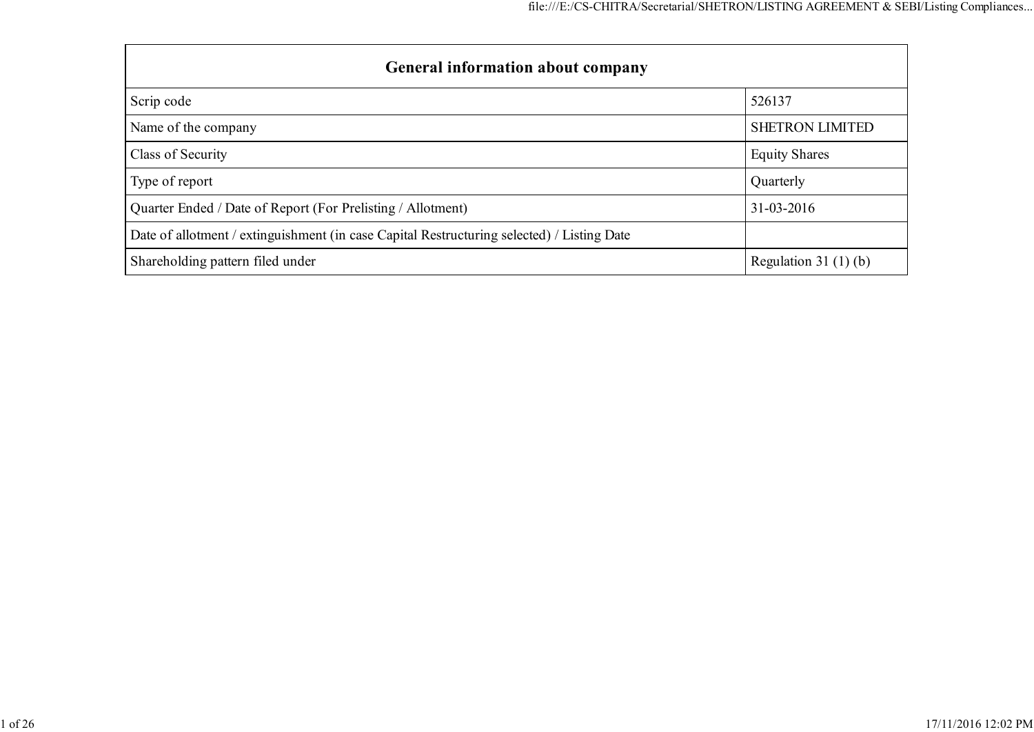| General information about company | |
|---|---|
| Scrip code | 526137 |
| Name of the company | SHETRON LIMITED |
| Class of Security | Equity Shares |
| Type of report | Quarterly |
| Quarter Ended / Date of Report (For Prelisting / Allotment) | 31-03-2016 |
| Date of allotment / extinguishment (in case Capital Restructuring selected) / Listing Date | |
| Shareholding pattern filed under | Regulation 31 (1) (b) |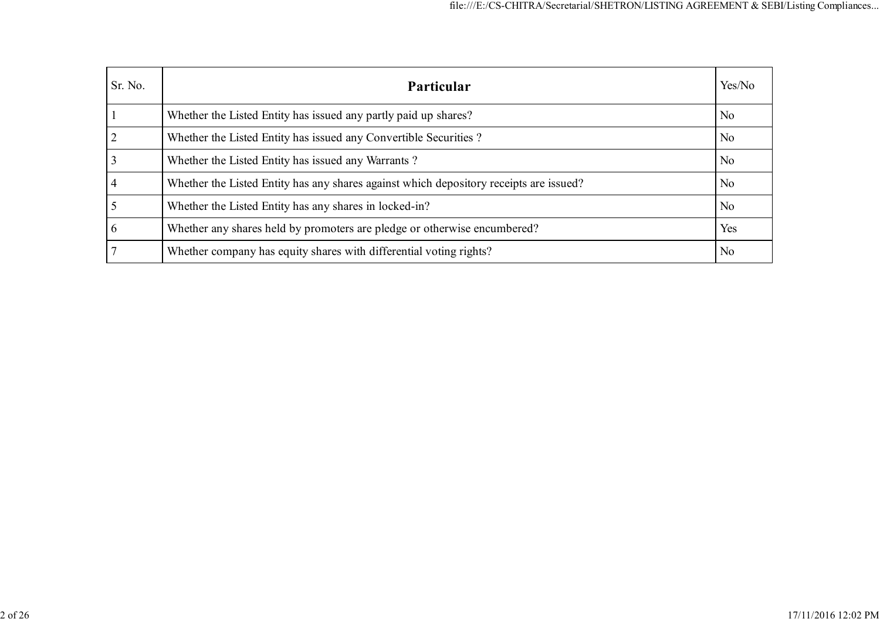| Sr. No. | Particular | Yes/No |
|---|---|---|
| 1 | Whether the Listed Entity has issued any partly paid up shares? | No |
| 2 | Whether the Listed Entity has issued any Convertible Securities ? | No |
| 3 | Whether the Listed Entity has issued any Warrants ? | No |
| 4 | Whether the Listed Entity has any shares against which depository receipts are issued? | No |
| 5 | Whether the Listed Entity has any shares in locked-in? | No |
| 6 | Whether any shares held by promoters are pledge or otherwise encumbered? | Yes |
| 7 | Whether company has equity shares with differential voting rights? | No |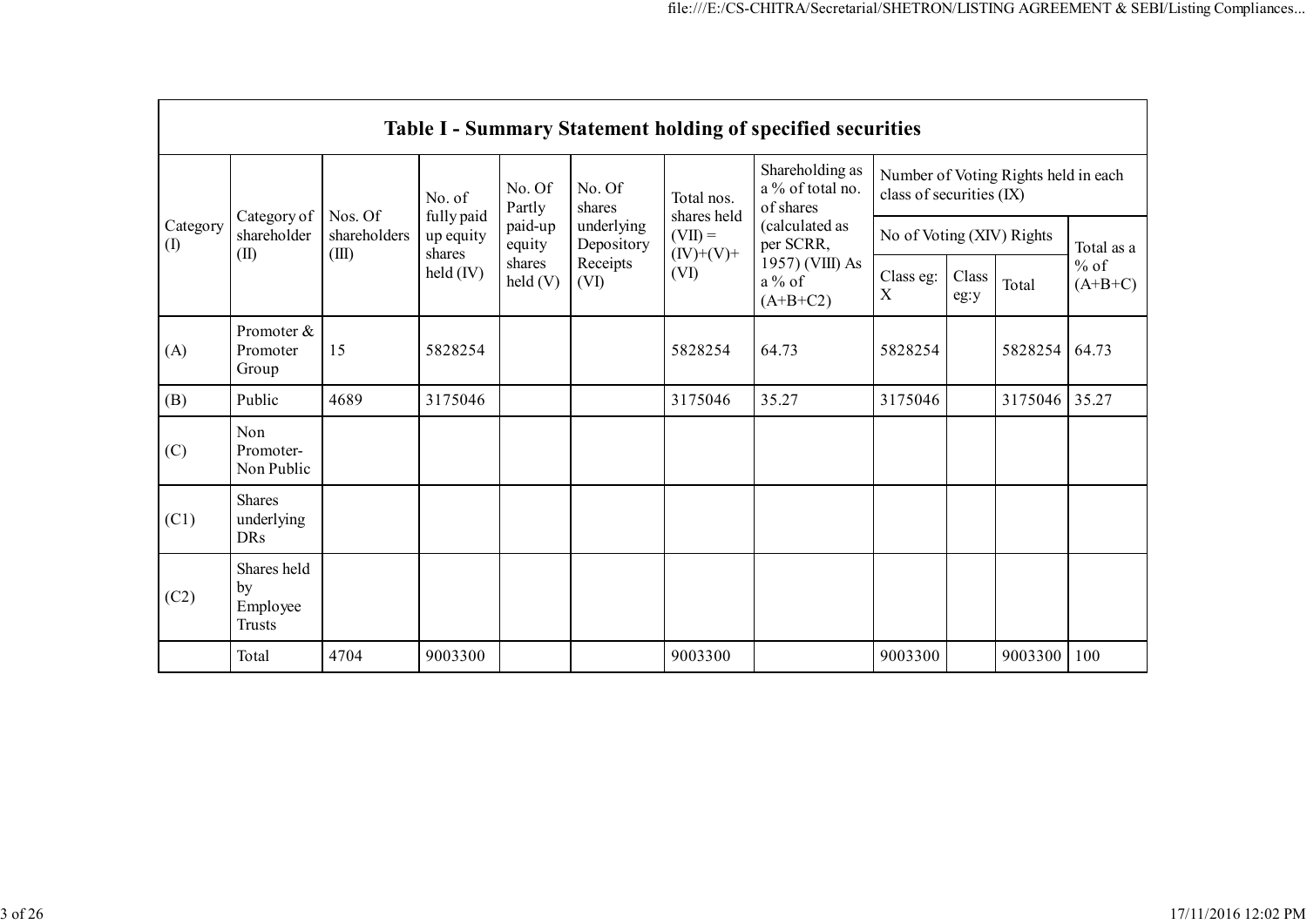| Table I - Summary Statement holding of specified securities | | | | | | | | | | | |
|---|---|---|---|---|---|---|---|---|---|---|---|
| Category (I) | Category of shareholder (II) | Nos. Of shareholders (III) | No. of fully paid up equity shares held (IV) | No. Of Partly paid-up equity shares held (V) | No. Of shares underlying Depository Receipts (VI) | Total nos. shares held (VII) = (IV)+(V)+ (VI) | Shareholding as a % of total no. of shares (calculated as per SCRR, 1957) (VIII) As a % of (A+B+C2) | Number of Voting Rights held in each class of securities (IX) | | | |
| | | | | | | | | No of Voting (XIV) Rights | | | Total as a % of (A+B+C) |
| | | | | | | | | Class eg: X | Class eg:y | Total | |
| (A) | Promoter & Promoter Group | 15 | 5828254 | | | 5828254 | 64.73 | 5828254 | | 5828254 | 64.73 |
| (B) | Public | 4689 | 3175046 | | | 3175046 | 35.27 | 3175046 | | 3175046 | 35.27 |
| (C) | Non Promoter- Non Public | | | | | | | | | | |
| (C1) | Shares underlying DRs | | | | | | | | | | |
| (C2) | Shares held by Employee Trusts | | | | | | | | | | |
| | Total | 4704 | 9003300 | | | 9003300 | | 9003300 | | 9003300 | 100 |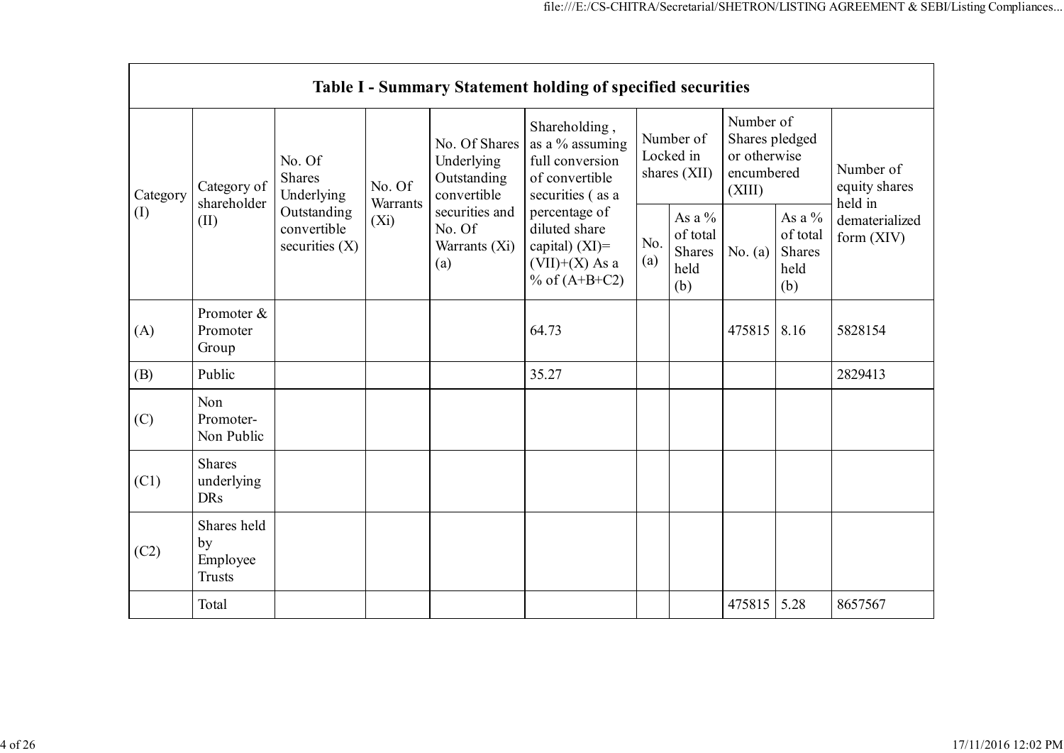| Table I - Summary Statement holding of specified securities | | | | | | | | | | |
|---|---|---|---|---|---|---|---|---|---|---|
| Category (I) | Category of shareholder (II) | No. Of Shares Underlying Outstanding convertible securities (X) | No. Of Warrants (Xi) | No. Of Shares Underlying Outstanding convertible securities and No. Of Warrants (Xi) (a) | Shareholding , as a % assuming full conversion of convertible securities ( as a percentage of diluted share capital) (XI)= (VII)+(X) As a % of (A+B+C2) | Number of Locked in shares (XII) | | Number of Shares pledged or otherwise encumbered (XIII) | | Number of equity shares held in dematerialized form (XIV) |
| | | | | | | No. (a) | As a % of total Shares held (b) | No. (a) | As a % of total Shares held (b) | |
| (A) | Promoter & Promoter Group | | | | 64.73 | | | 475815 | 8.16 | 5828154 |
| (B) | Public | | | | 35.27 | | | | | 2829413 |
| (C) | Non Promoter- Non Public | | | | | | | | | |
| (C1) | Shares underlying DRs | | | | | | | | | |
| (C2) | Shares held by Employee Trusts | | | | | | | | | |
| | Total | | | | | | | 475815 | 5.28 | 8657567 |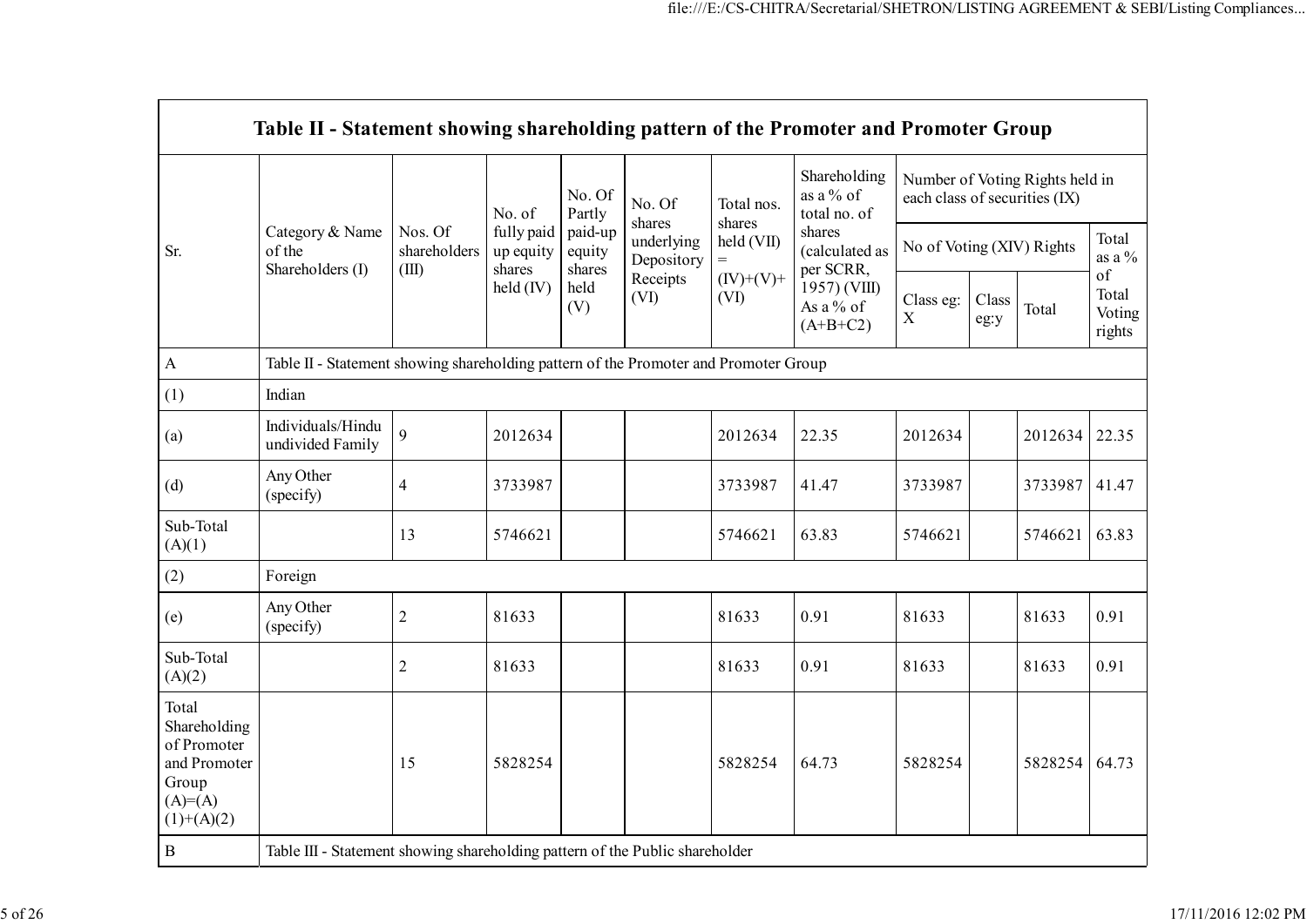| Table II - Statement showing shareholding pattern of the Promoter and Promoter Group | | | | | | | | | | | | |
|---|---|---|---|---|---|---|---|---|---|---|---|---|
| Sr. | Category & Name of the Shareholders (I) | Nos. Of shareholders (III) | No. of fully paid up equity shares held (IV) | No. Of Partly paid-up equity shares held (V) | No. Of shares underlying Depository Receipts (VI) | Total nos. shares held (VII) = (IV)+(V)+ (VI) | Shareholding as a % of total no. of shares (calculated as per SCRR, 1957) (VIII) As a % of (A+B+C2) | Number of Voting Rights held in each class of securities (IX) | | | |
| | | | | | | | | No of Voting (XIV) Rights | | | Total as a % of Total Voting rights |
| | | | | | | | | Class eg: X | Class eg:y | Total | |
| A | Table II - Statement showing shareholding pattern of the Promoter and Promoter Group | | | | | | | | | | |
| (1) | Indian | | | | | | | | | | |
| (a) | Individuals/Hindu undivided Family | 9 | 2012634 | | | 2012634 | 22.35 | 2012634 | | 2012634 | 22.35 |
| (d) | Any Other (specify) | 4 | 3733987 | | | 3733987 | 41.47 | 3733987 | | 3733987 | 41.47 |
| Sub-Total (A)(1) | | 13 | 5746621 | | | 5746621 | 63.83 | 5746621 | | 5746621 | 63.83 |
| (2) | Foreign | | | | | | | | | | |
| (e) | Any Other (specify) | 2 | 81633 | | | 81633 | 0.91 | 81633 | | 81633 | 0.91 |
| Sub-Total (A)(2) | | 2 | 81633 | | | 81633 | 0.91 | 81633 | | 81633 | 0.91 |
| Total Shareholding of Promoter and Promoter Group (A)=(A)(1)+(A)(2) | | 15 | 5828254 | | | 5828254 | 64.73 | 5828254 | | 5828254 | 64.73 |
| B | Table III - Statement showing shareholding pattern of the Public shareholder | | | | | | | | | | |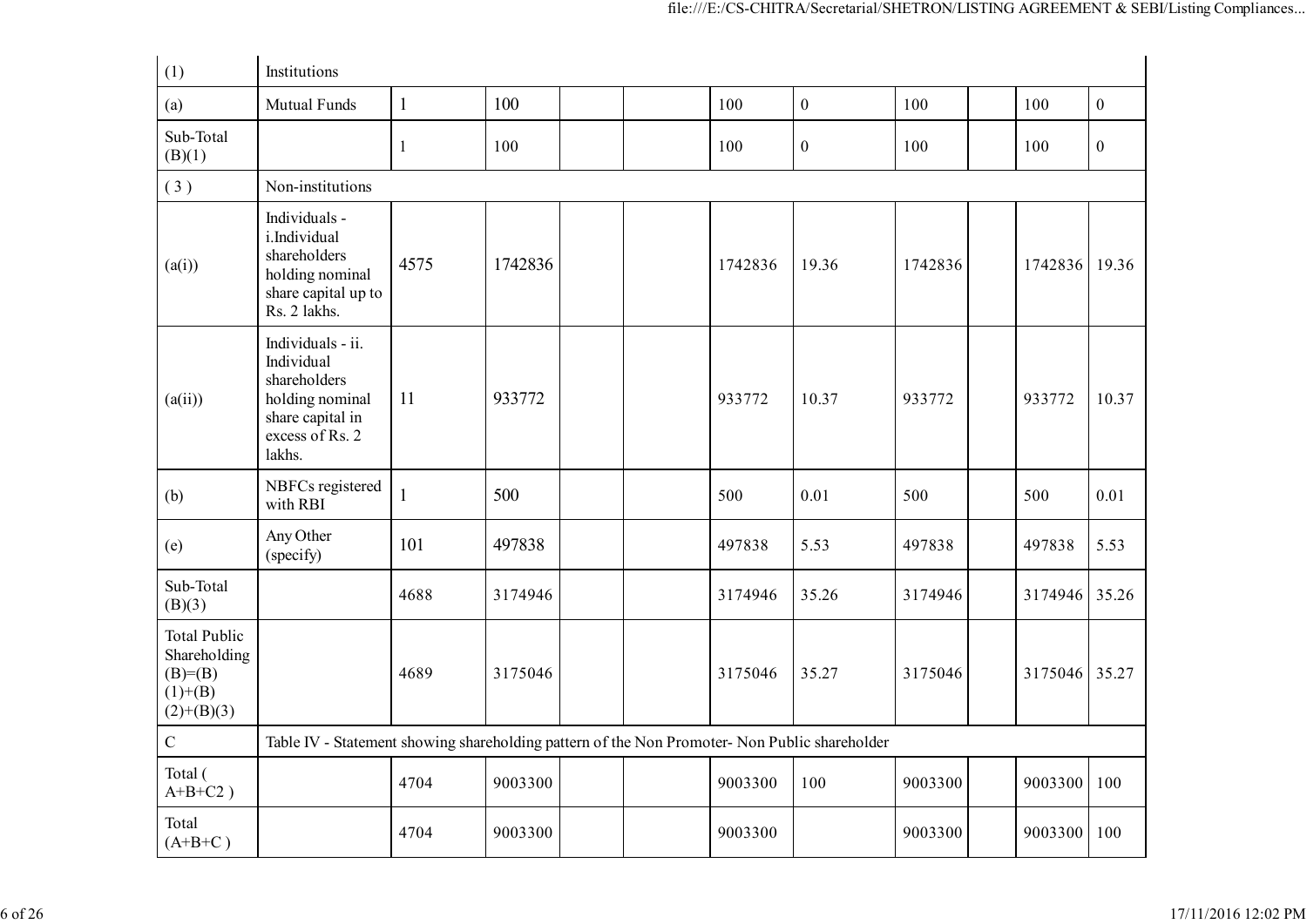| | | | | | | | | | | | |
|---|---|---|---|---|---|---|---|---|---|---|---|
| (1) | Institutions | | | | | | | | | | |
| (a) | Mutual Funds | 1 | 100 | | | 100 | 0 | 100 | | 100 | 0 |
| Sub-Total (B)(1) | | 1 | 100 | | | 100 | 0 | 100 | | 100 | 0 |
| ( 3 ) | Non-institutions | | | | | | | | | | |
| (a(i)) | Individuals - i.Individual shareholders holding nominal share capital up to Rs. 2 lakhs. | 4575 | 1742836 | | | 1742836 | 19.36 | 1742836 | | 1742836 | 19.36 |
| (a(ii)) | Individuals - ii. Individual shareholders holding nominal share capital in excess of Rs. 2 lakhs. | 11 | 933772 | | | 933772 | 10.37 | 933772 | | 933772 | 10.37 |
| (b) | NBFCs registered with RBI | 1 | 500 | | | 500 | 0.01 | 500 | | 500 | 0.01 |
| (e) | Any Other (specify) | 101 | 497838 | | | 497838 | 5.53 | 497838 | | 497838 | 5.53 |
| Sub-Total (B)(3) | | 4688 | 3174946 | | | 3174946 | 35.26 | 3174946 | | 3174946 | 35.26 |
| Total Public Shareholding (B)=(B)(1)+(B)(2)+(B)(3) | | 4689 | 3175046 | | | 3175046 | 35.27 | 3175046 | | 3175046 | 35.27 |
| C | Table IV - Statement showing shareholding pattern of the Non Promoter- Non Public shareholder | | | | | | | | | | |
| Total ( A+B+C2 ) | | 4704 | 9003300 | | | 9003300 | 100 | 9003300 | | 9003300 | 100 |
| Total (A+B+C ) | | 4704 | 9003300 | | | 9003300 | | 9003300 | | 9003300 | 100 |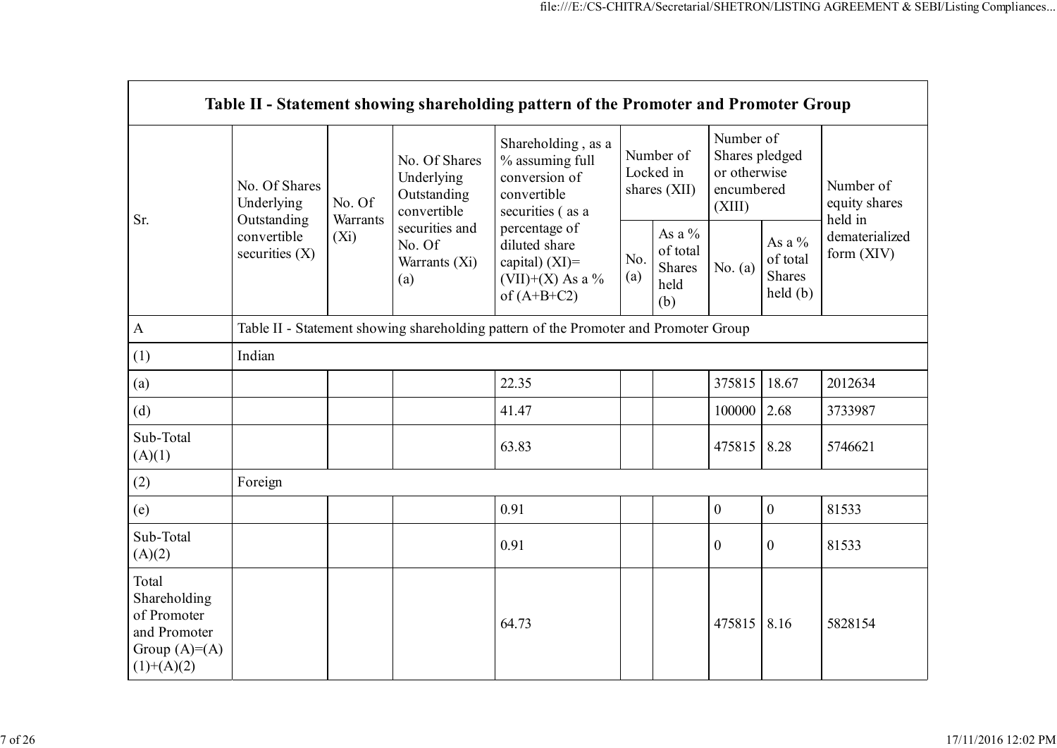| Table II - Statement showing shareholding pattern of the Promoter and Promoter Group | | | | | | | | | |
|---|---|---|---|---|---|---|---|---|---|
| Sr. | No. Of Shares Underlying Outstanding convertible securities (X) | No. Of Warrants (Xi) | No. Of Shares Underlying Outstanding convertible securities and No. Of Warrants (Xi) (a) | Shareholding , as a % assuming full conversion of convertible securities ( as a percentage of diluted share capital) (XI)= (VII)+(X) As a % of (A+B+C2) | Number of Locked in shares (XII) | | Number of Shares pledged or otherwise encumbered (XIII) | | Number of equity shares held in dematerialized form (XIV) |
| | | | | | No. (a) | As a % of total Shares held (b) | No. (a) | As a % of total Shares held (b) | |
| A | Table II - Statement showing shareholding pattern of the Promoter and Promoter Group | | | | | | | | |
| (1) | Indian | | | | | | | | |
| (a) | | | | 22.35 | | | 375815 | 18.67 | 2012634 |
| (d) | | | | 41.47 | | | 100000 | 2.68 | 3733987 |
| Sub-Total (A)(1) | | | | 63.83 | | | 475815 | 8.28 | 5746621 |
| (2) | Foreign | | | | | | | | |
| (e) | | | | 0.91 | | | 0 | 0 | 81533 |
| Sub-Total (A)(2) | | | | 0.91 | | | 0 | 0 | 81533 |
| Total Shareholding of Promoter and Promoter Group (A)=(A)(1)+(A)(2) | | | | 64.73 | | | 475815 | 8.16 | 5828154 |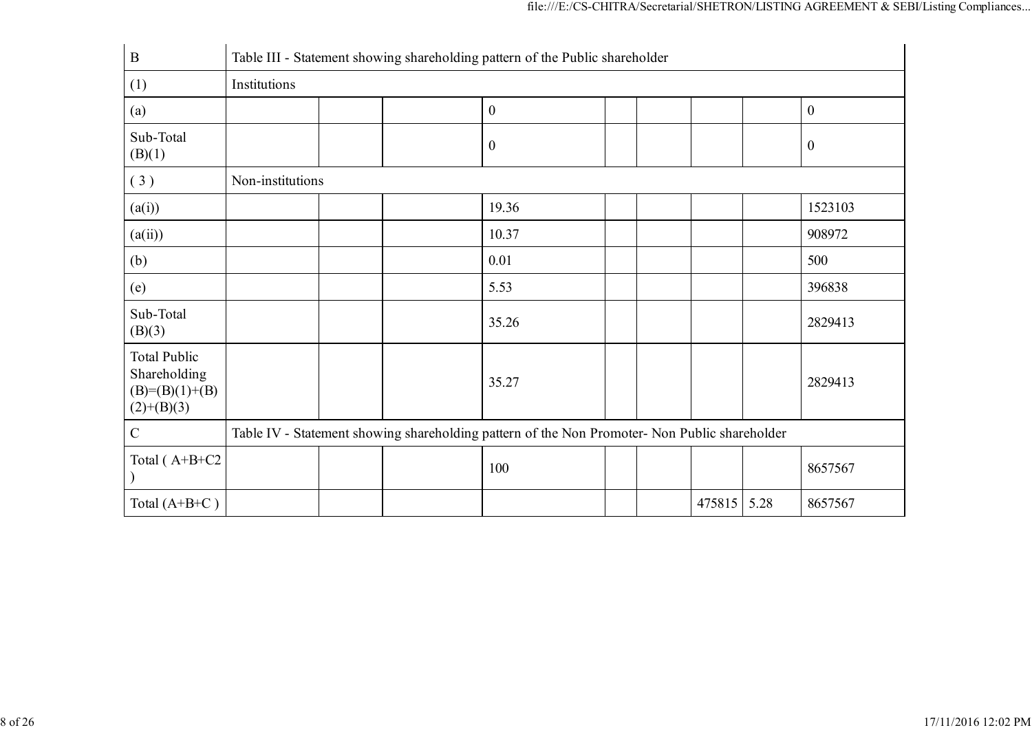| B | Table III - Statement showing shareholding pattern of the Public shareholder | | | | | | | | |
|---|---|---|---|---|---|---|---|---|---|
| (1) | Institutions | | | | | | | | |
| (a) | | | | 0 | | | | | 0 |
| Sub-Total (B)(1) | | | | 0 | | | | | 0 |
| ( 3 ) | Non-institutions | | | | | | | | |
| (a(i)) | | | | 19.36 | | | | | 1523103 |
| (a(ii)) | | | | 10.37 | | | | | 908972 |
| (b) | | | | 0.01 | | | | | 500 |
| (e) | | | | 5.53 | | | | | 396838 |
| Sub-Total (B)(3) | | | | 35.26 | | | | | 2829413 |
| Total Public Shareholding (B)=(B)(1)+(B)(2)+(B)(3) | | | | 35.27 | | | | | 2829413 |
| C | Table IV - Statement showing shareholding pattern of the Non Promoter- Non Public shareholder | | | | | | | | |
| Total ( A+B+C2 ) | | | | 100 | | | | | 8657567 |
| Total (A+B+C ) | | | | | | | 475815 | 5.28 | 8657567 |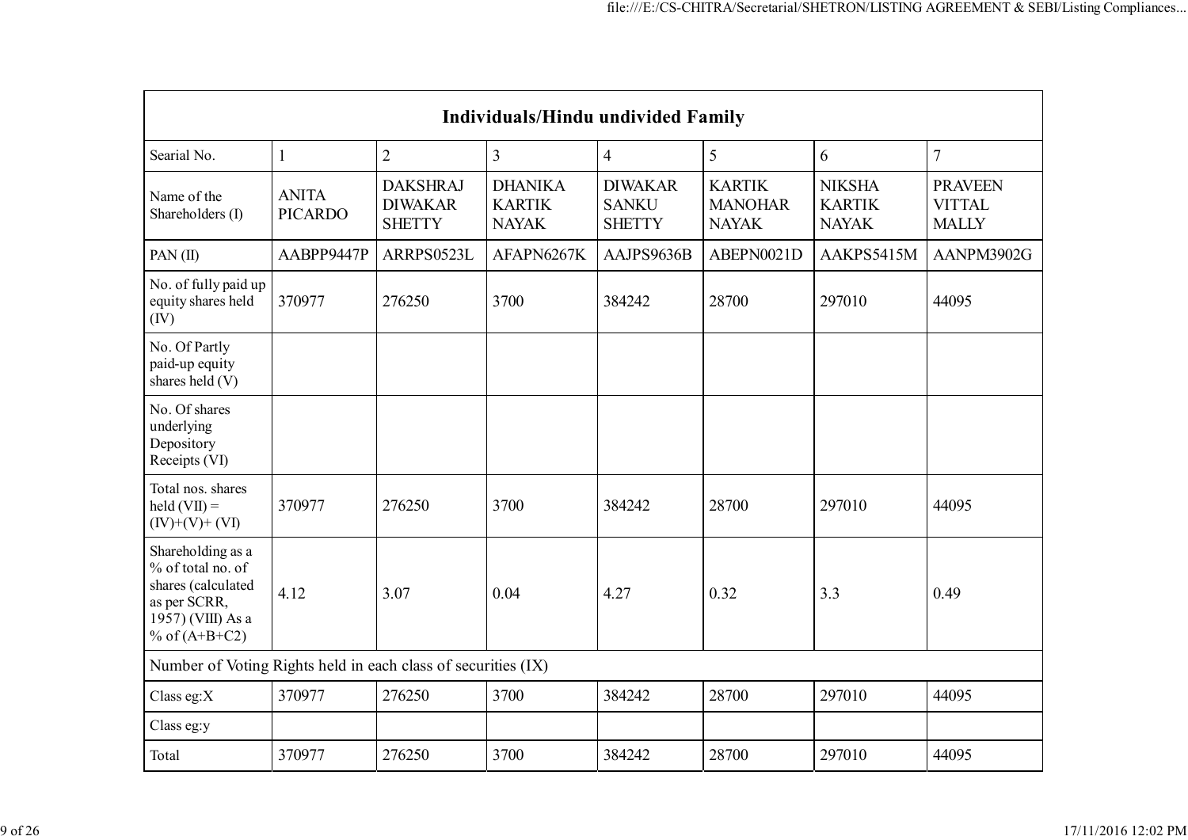| Individuals/Hindu undivided Family | | | | | | | |
|---|---|---|---|---|---|---|---|
| Searial No. | 1 | 2 | 3 | 4 | 5 | 6 | 7 |
| Name of the Shareholders (I) | ANITA PICARDO | DAKSHRAJ DIWAKAR SHETTY | DHANIKA KARTIK NAYAK | DIWAKAR SANKU SHETTY | KARTIK MANOHAR NAYAK | NIKSHA KARTIK NAYAK | PRAVEEN VITTAL MALLY |
| PAN (II) | AABPP9447P | ARRPS0523L | AFAPN6267K | AAJPS9636B | ABEPN0021D | AAKPS5415M | AANPM3902G |
| No. of fully paid up equity shares held (IV) | 370977 | 276250 | 3700 | 384242 | 28700 | 297010 | 44095 |
| No. Of Partly paid-up equity shares held (V) | | | | | | | |
| No. Of shares underlying Depository Receipts (VI) | | | | | | | |
| Total nos. shares held (VII) = (IV)+(V)+ (VI) | 370977 | 276250 | 3700 | 384242 | 28700 | 297010 | 44095 |
| Shareholding as a % of total no. of shares (calculated as per SCRR, 1957) (VIII) As a % of (A+B+C2) | 4.12 | 3.07 | 0.04 | 4.27 | 0.32 | 3.3 | 0.49 |
| Number of Voting Rights held in each class of securities (IX) | | | | | | | |
| Class eg:X | 370977 | 276250 | 3700 | 384242 | 28700 | 297010 | 44095 |
| Class eg:y | | | | | | | |
| Total | 370977 | 276250 | 3700 | 384242 | 28700 | 297010 | 44095 |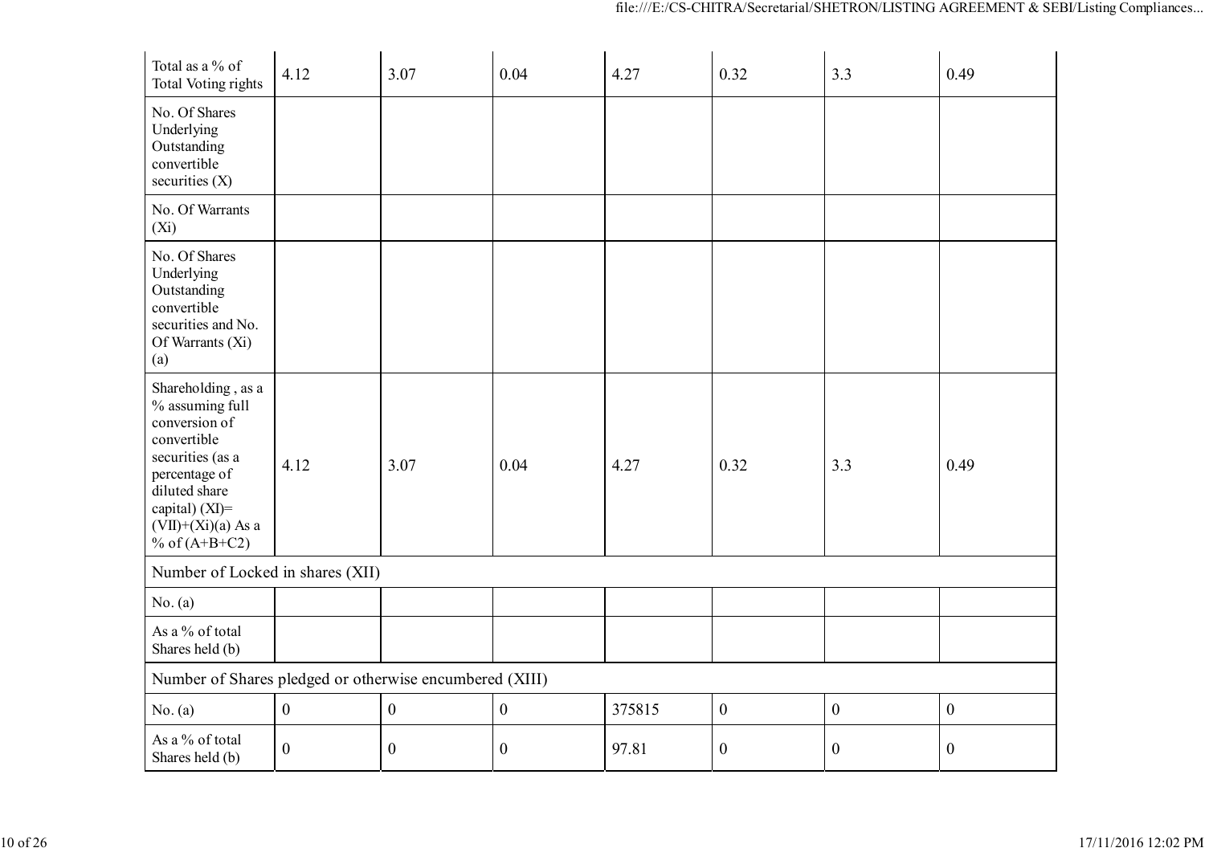| | | | | | | | |
|---|---|---|---|---|---|---|---|
| Total as a % of Total Voting rights | 4.12 | 3.07 | 0.04 | 4.27 | 0.32 | 3.3 | 0.49 |
| No. Of Shares Underlying Outstanding convertible securities (X) | | | | | | | |
| No. Of Warrants (Xi) | | | | | | | |
| No. Of Shares Underlying Outstanding convertible securities and No. Of Warrants (Xi) (a) | | | | | | | |
| Shareholding , as a % assuming full conversion of convertible securities (as a percentage of diluted share capital) (XI)= (VII)+(Xi)(a) As a % of (A+B+C2) | 4.12 | 3.07 | 0.04 | 4.27 | 0.32 | 3.3 | 0.49 |
| Number of Locked in shares (XII) | | | | | | | |
| No. (a) | | | | | | | |
| As a % of total Shares held (b) | | | | | | | |
| Number of Shares pledged or otherwise encumbered (XIII) | | | | | | | |
| No. (a) | 0 | 0 | 0 | 375815 | 0 | 0 | 0 |
| As a % of total Shares held (b) | 0 | 0 | 0 | 97.81 | 0 | 0 | 0 |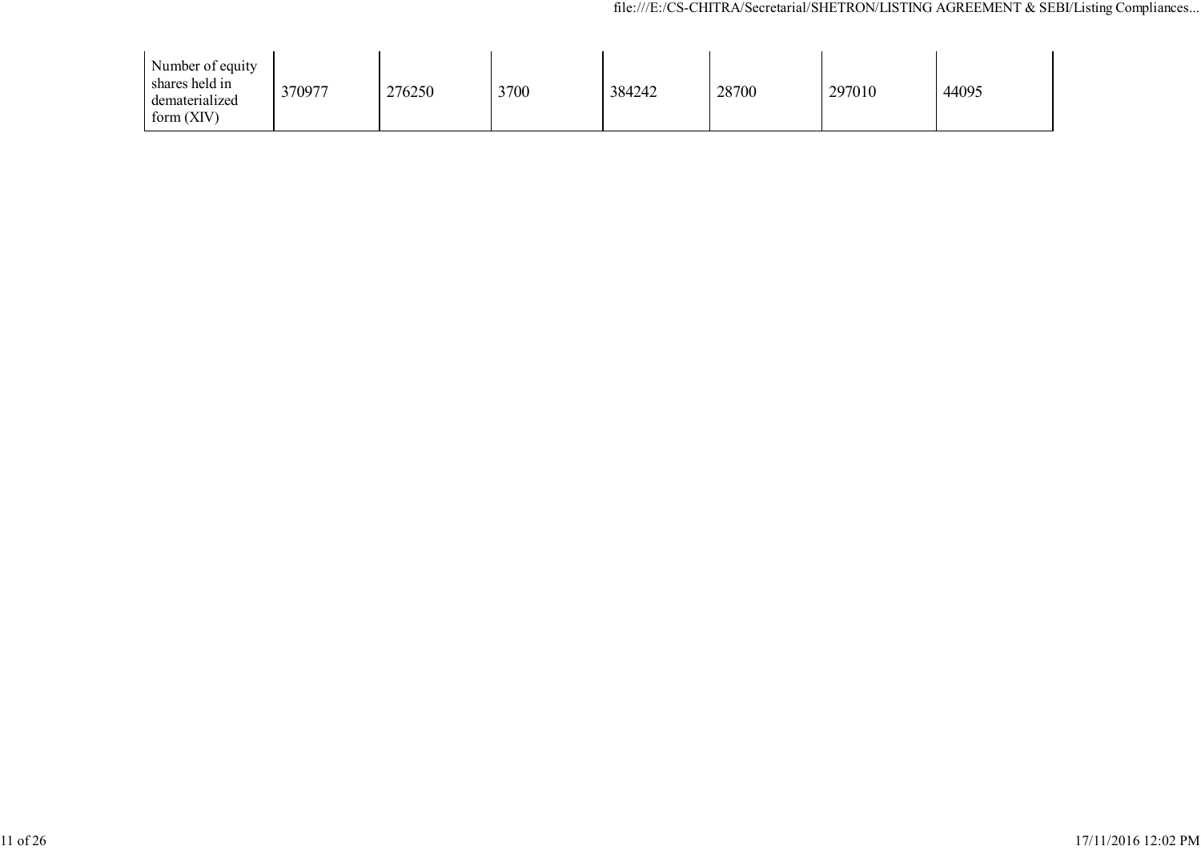| Number of equity shares held in dematerialized form (XIV) | 370977 | 276250 | 3700 | 384242 | 28700 | 297010 | 44095 |
|---|---|---|---|---|---|---|---|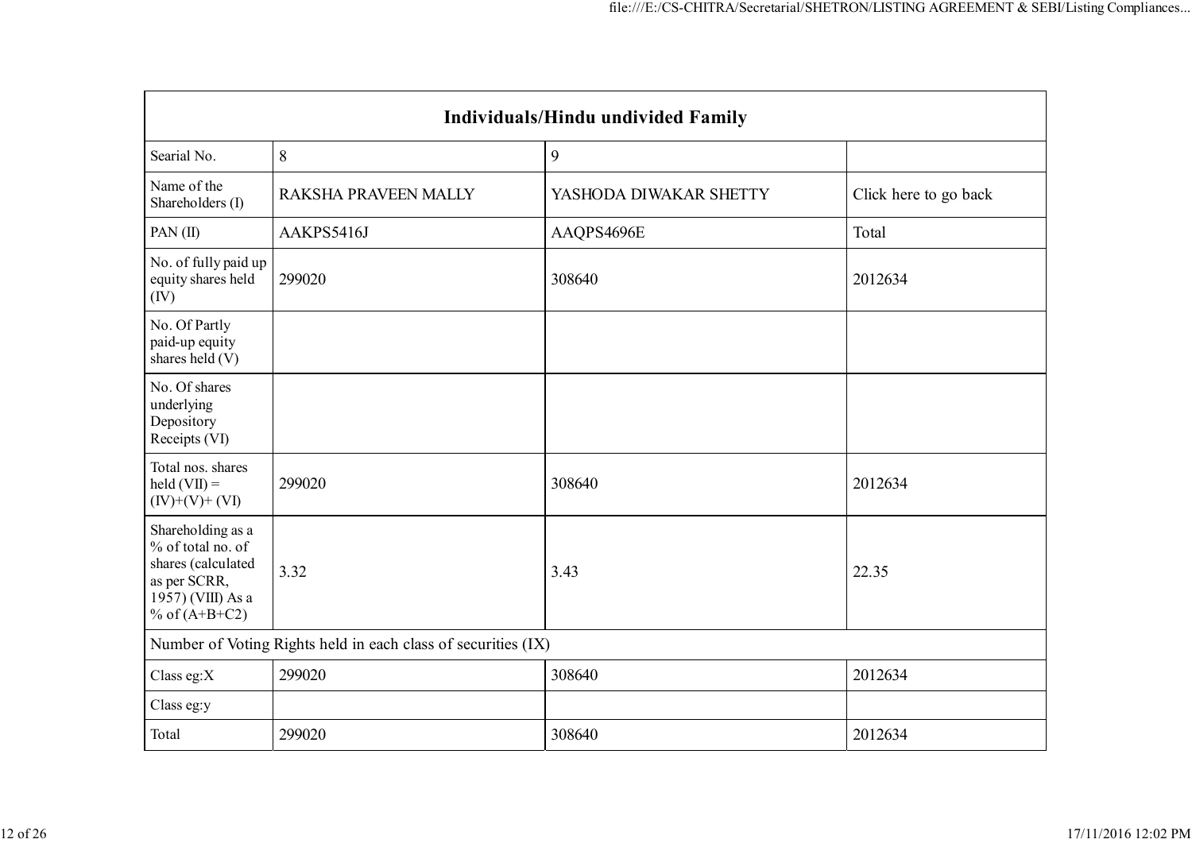| Individuals/Hindu undivided Family | | | |
|---|---|---|---|
| Searial No. | 8 | 9 | |
| Name of the Shareholders (I) | RAKSHA PRAVEEN MALLY | YASHODA DIWAKAR SHETTY | Click here to go back |
| PAN (II) | AAKPS5416J | AAQPS4696E | Total |
| No. of fully paid up equity shares held (IV) | 299020 | 308640 | 2012634 |
| No. Of Partly paid-up equity shares held (V) | | | |
| No. Of shares underlying Depository Receipts (VI) | | | |
| Total nos. shares held (VII) = (IV)+(V)+ (VI) | 299020 | 308640 | 2012634 |
| Shareholding as a % of total no. of shares (calculated as per SCRR, 1957) (VIII) As a % of (A+B+C2) | 3.32 | 3.43 | 22.35 |
| Number of Voting Rights held in each class of securities (IX) | | | |
| Class eg:X | 299020 | 308640 | 2012634 |
| Class eg:y | | | |
| Total | 299020 | 308640 | 2012634 |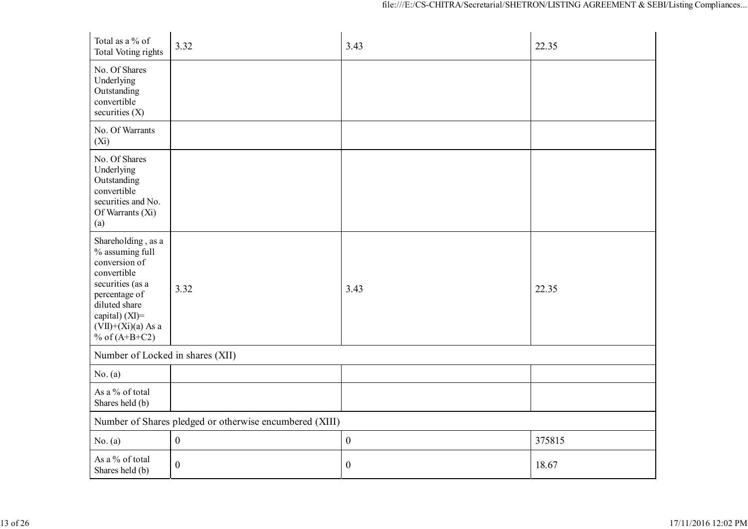| | | | |
|---|---|---|---|
| Total as a % of Total Voting rights | 3.32 | 3.43 | 22.35 |
| No. Of Shares Underlying Outstanding convertible securities (X) | | | |
| No. Of Warrants (Xi) | | | |
| No. Of Shares Underlying Outstanding convertible securities and No. Of Warrants (Xi) (a) | | | |
| Shareholding , as a % assuming full conversion of convertible securities (as a percentage of diluted share capital) (XI)= (VII)+(Xi)(a) As a % of (A+B+C2) | 3.32 | 3.43 | 22.35 |
| Number of Locked in shares (XII) | | | |
| No. (a) | | | |
| As a % of total Shares held (b) | | | |
| Number of Shares pledged or otherwise encumbered (XIII) | | | |
| No. (a) | 0 | 0 | 375815 |
| As a % of total Shares held (b) | 0 | 0 | 18.67 |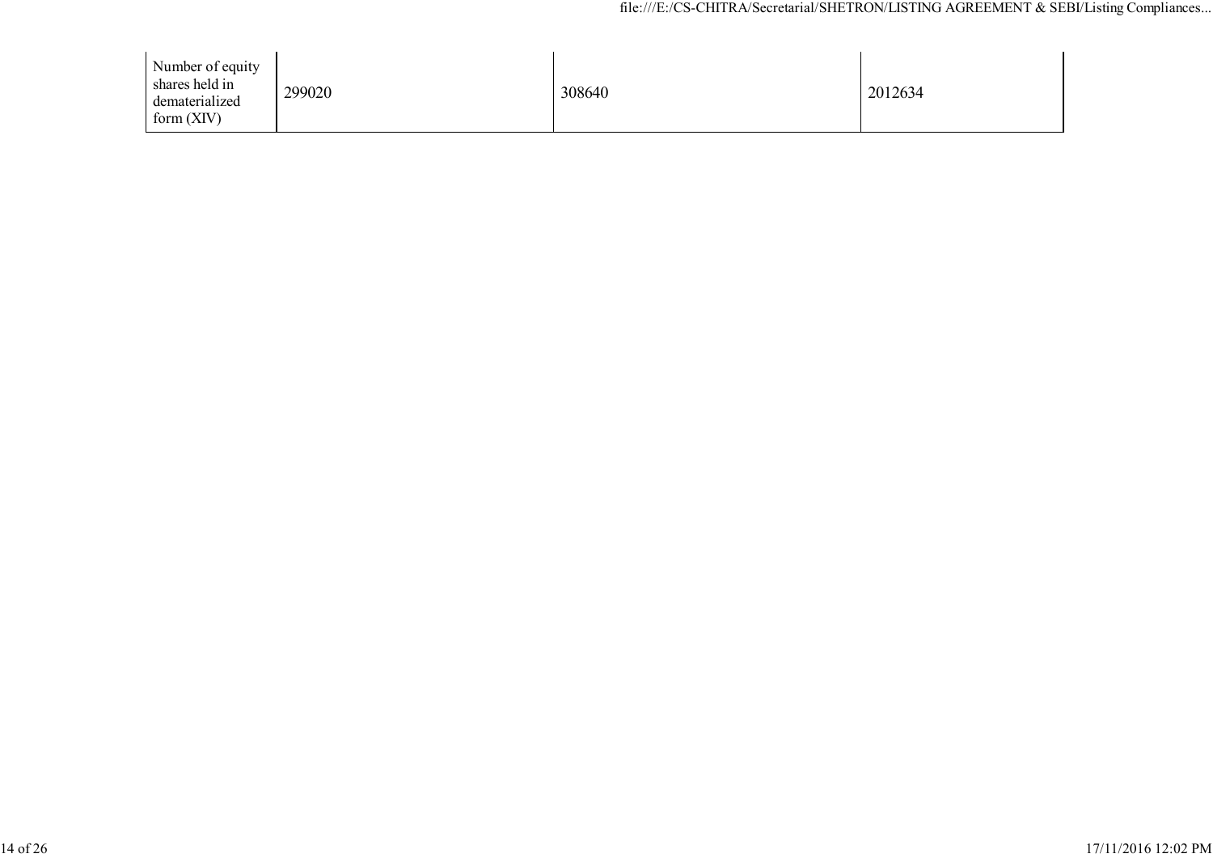| Number of equity shares held in dematerialized form (XIV) | 299020 | 308640 | 2012634 |
|---|---|---|---|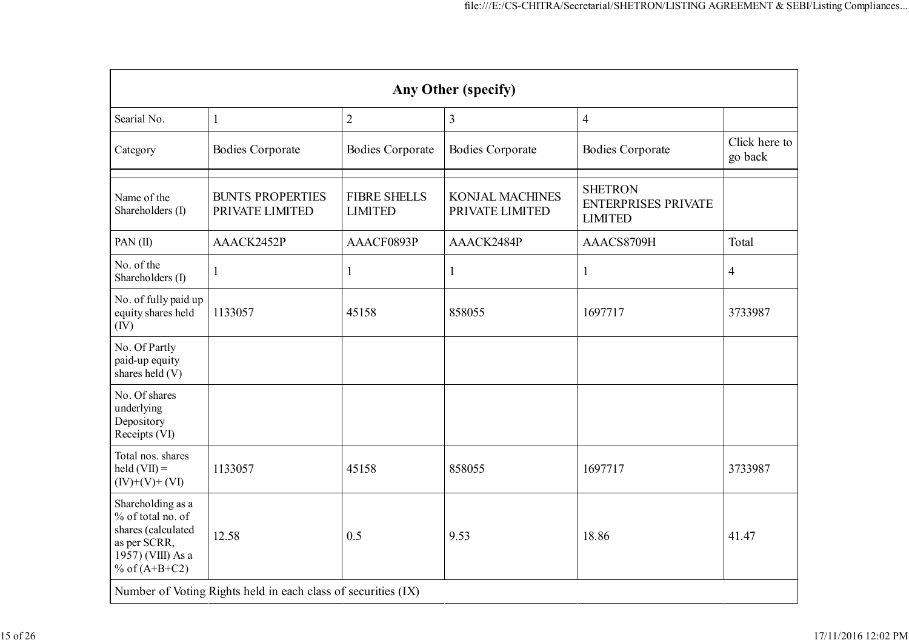| Any Other (specify) | | | | | |
|---|---|---|---|---|---|
| Searial No. | 1 | 2 | 3 | 4 | |
| Category | Bodies Corporate | Bodies Corporate | Bodies Corporate | Bodies Corporate | Click here to go back |
| | | | | | |
| Name of the Shareholders (I) | BUNTS PROPERTIES PRIVATE LIMITED | FIBRE SHELLS LIMITED | KONJAL MACHINES PRIVATE LIMITED | SHETRON ENTERPRISES PRIVATE LIMITED | |
| PAN (II) | AAACK2452P | AAACF0893P | AAACK2484P | AAACS8709H | Total |
| No. of the Shareholders (I) | 1 | 1 | 1 | 1 | 4 |
| No. of fully paid up equity shares held (IV) | 1133057 | 45158 | 858055 | 1697717 | 3733987 |
| No. Of Partly paid-up equity shares held (V) | | | | | |
| No. Of shares underlying Depository Receipts (VI) | | | | | |
| Total nos. shares held (VII) = (IV)+(V)+ (VI) | 1133057 | 45158 | 858055 | 1697717 | 3733987 |
| Shareholding as a % of total no. of shares (calculated as per SCRR, 1957) (VIII) As a % of (A+B+C2) | 12.58 | 0.5 | 9.53 | 18.86 | 41.47 |
| Number of Voting Rights held in each class of securities (IX) | | | | | |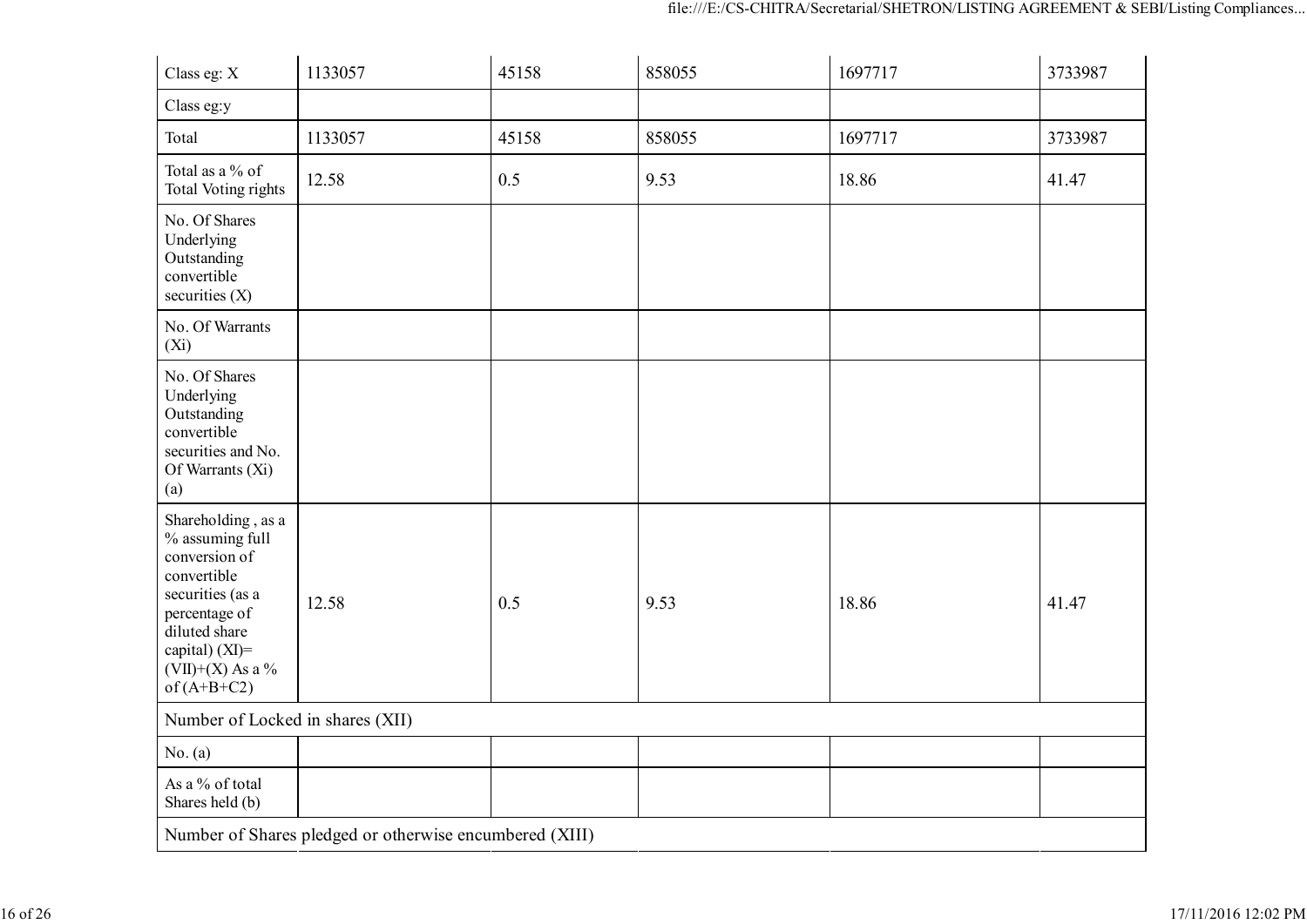| Class eg: X | 1133057 | 45158 | 858055 | 1697717 | 3733987 |
|---|---|---|---|---|---|
| Class eg:y | | | | | |
| Total | 1133057 | 45158 | 858055 | 1697717 | 3733987 |
| Total as a % of Total Voting rights | 12.58 | 0.5 | 9.53 | 18.86 | 41.47 |
| No. Of Shares Underlying Outstanding convertible securities (X) | | | | | |
| No. Of Warrants (Xi) | | | | | |
| No. Of Shares Underlying Outstanding convertible securities and No. Of Warrants (Xi) (a) | | | | | |
| Shareholding , as a % assuming full conversion of convertible securities (as a percentage of diluted share capital) (XI)= (VII)+(X) As a % of (A+B+C2) | 12.58 | 0.5 | 9.53 | 18.86 | 41.47 |
| Number of Locked in shares (XII) | | | | | |
| No. (a) | | | | | |
| As a % of total Shares held (b) | | | | | |
| Number of Shares pledged or otherwise encumbered (XIII) | | | | | |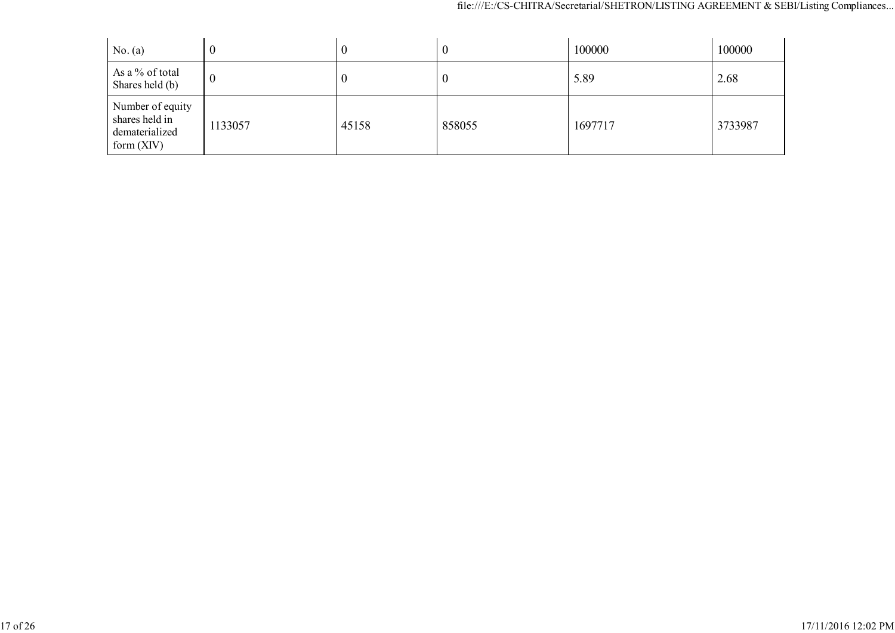| | | | | | |
|---|---|---|---|---|---|
| No. (a) | 0 | 0 | 0 | 100000 | 100000 |
| As a % of total Shares held (b) | 0 | 0 | 0 | 5.89 | 2.68 |
| Number of equity shares held in dematerialized form (XIV) | 1133057 | 45158 | 858055 | 1697717 | 3733987 |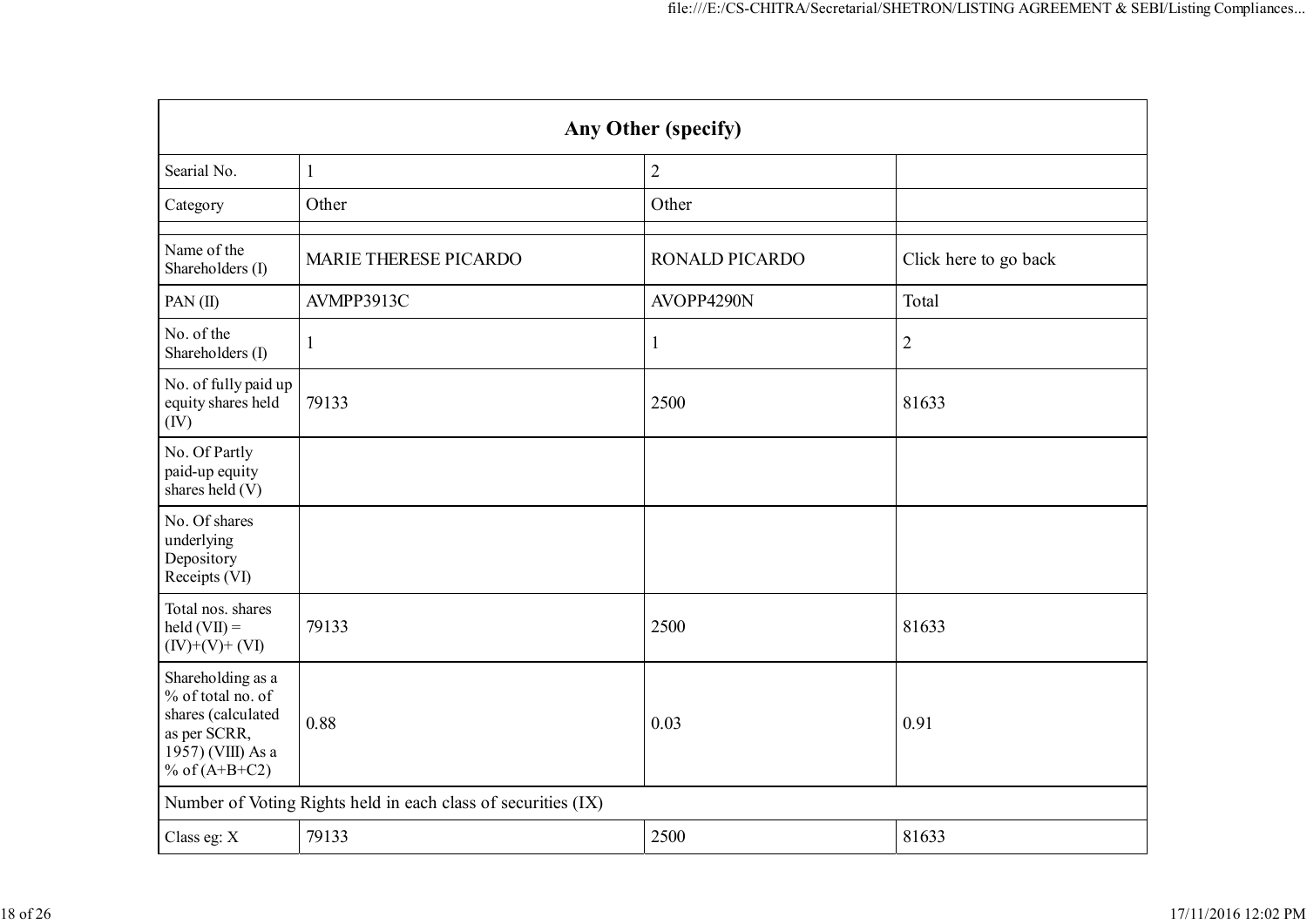| Any Other (specify) | | | |
|---|---|---|---|
| Searial No. | 1 | 2 | |
| Category | Other | Other | |
| | | | |
| Name of the Shareholders (I) | MARIE THERESE PICARDO | RONALD PICARDO | Click here to go back |
| PAN (II) | AVMPP3913C | AVOPP4290N | Total |
| No. of the Shareholders (I) | 1 | 1 | 2 |
| No. of fully paid up equity shares held (IV) | 79133 | 2500 | 81633 |
| No. Of Partly paid-up equity shares held (V) | | | |
| No. Of shares underlying Depository Receipts (VI) | | | |
| Total nos. shares held (VII) = (IV)+(V)+ (VI) | 79133 | 2500 | 81633 |
| Shareholding as a % of total no. of shares (calculated as per SCRR, 1957) (VIII) As a % of (A+B+C2) | 0.88 | 0.03 | 0.91 |
| Number of Voting Rights held in each class of securities (IX) | | | |
| Class eg: X | 79133 | 2500 | 81633 |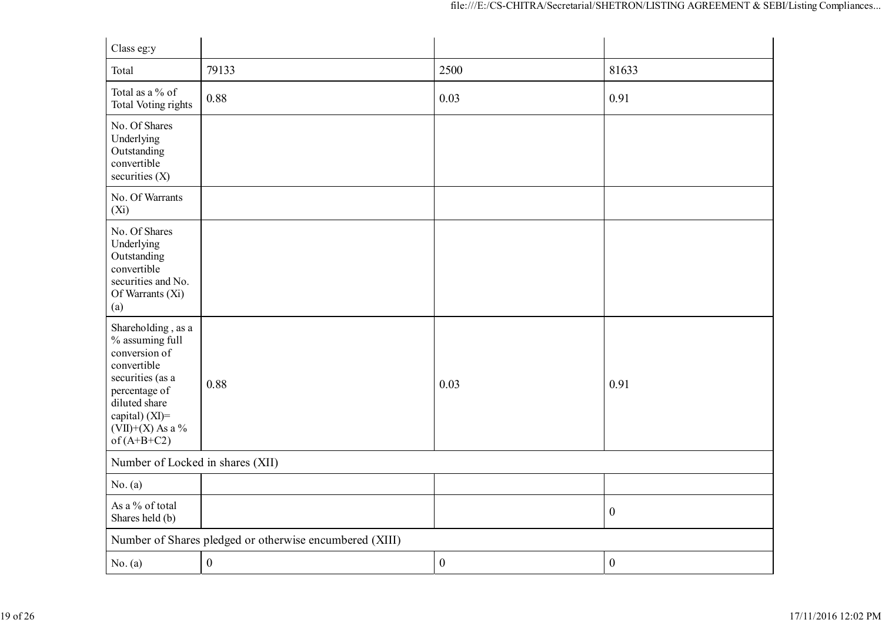| Class eg:y | | | |
|---|---|---|---|
| Total | 79133 | 2500 | 81633 |
| Total as a % of Total Voting rights | 0.88 | 0.03 | 0.91 |
| No. Of Shares Underlying Outstanding convertible securities (X) | | | |
| No. Of Warrants (Xi) | | | |
| No. Of Shares Underlying Outstanding convertible securities and No. Of Warrants (Xi) (a) | | | |
| Shareholding , as a % assuming full conversion of convertible securities (as a percentage of diluted share capital) (XI)= (VII)+(X) As a % of (A+B+C2) | 0.88 | 0.03 | 0.91 |
| Number of Locked in shares (XII) | | | |
| No. (a) | | | |
| As a % of total Shares held (b) | | | 0 |
| Number of Shares pledged or otherwise encumbered (XIII) | | | |
| No. (a) | 0 | 0 | 0 |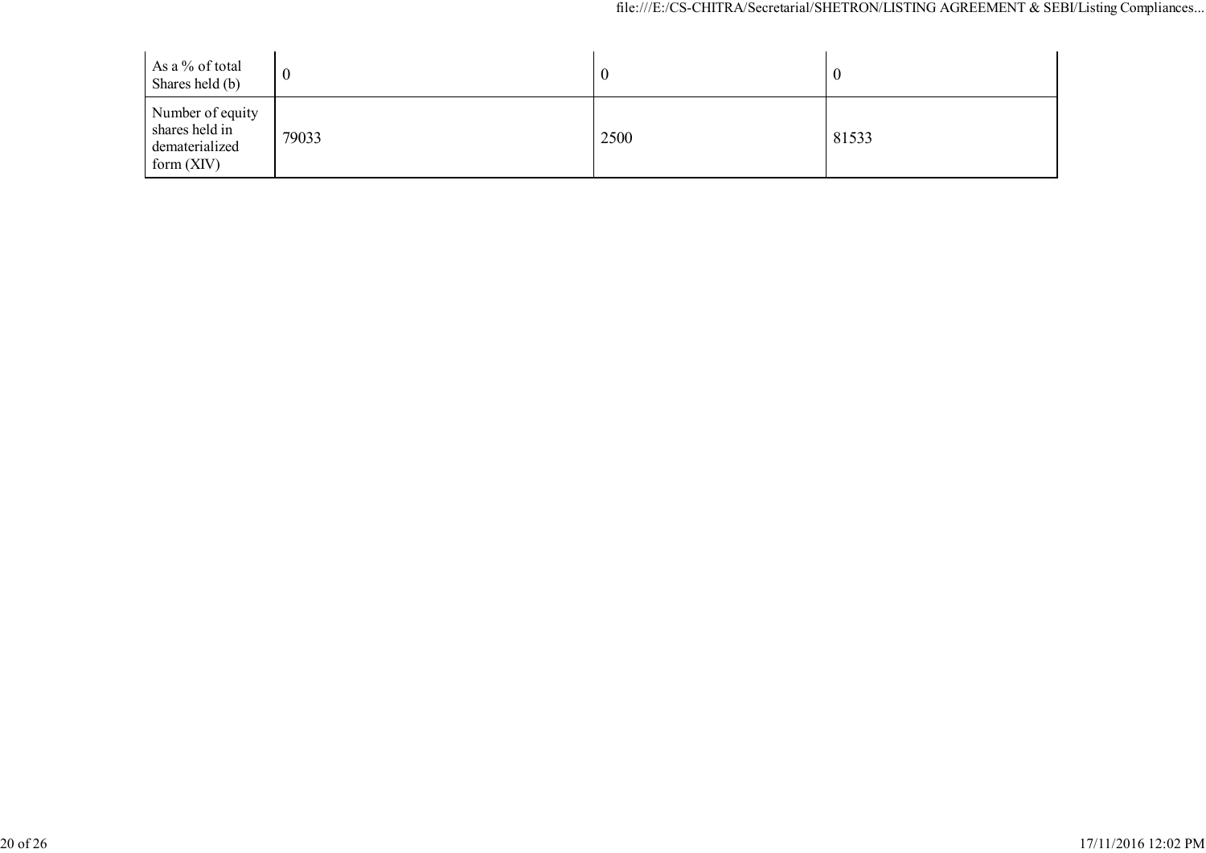| | | | |
|---|---|---|---|
| As a % of total Shares held (b) | 0 | 0 | 0 |
| Number of equity shares held in dematerialized form (XIV) | 79033 | 2500 | 81533 |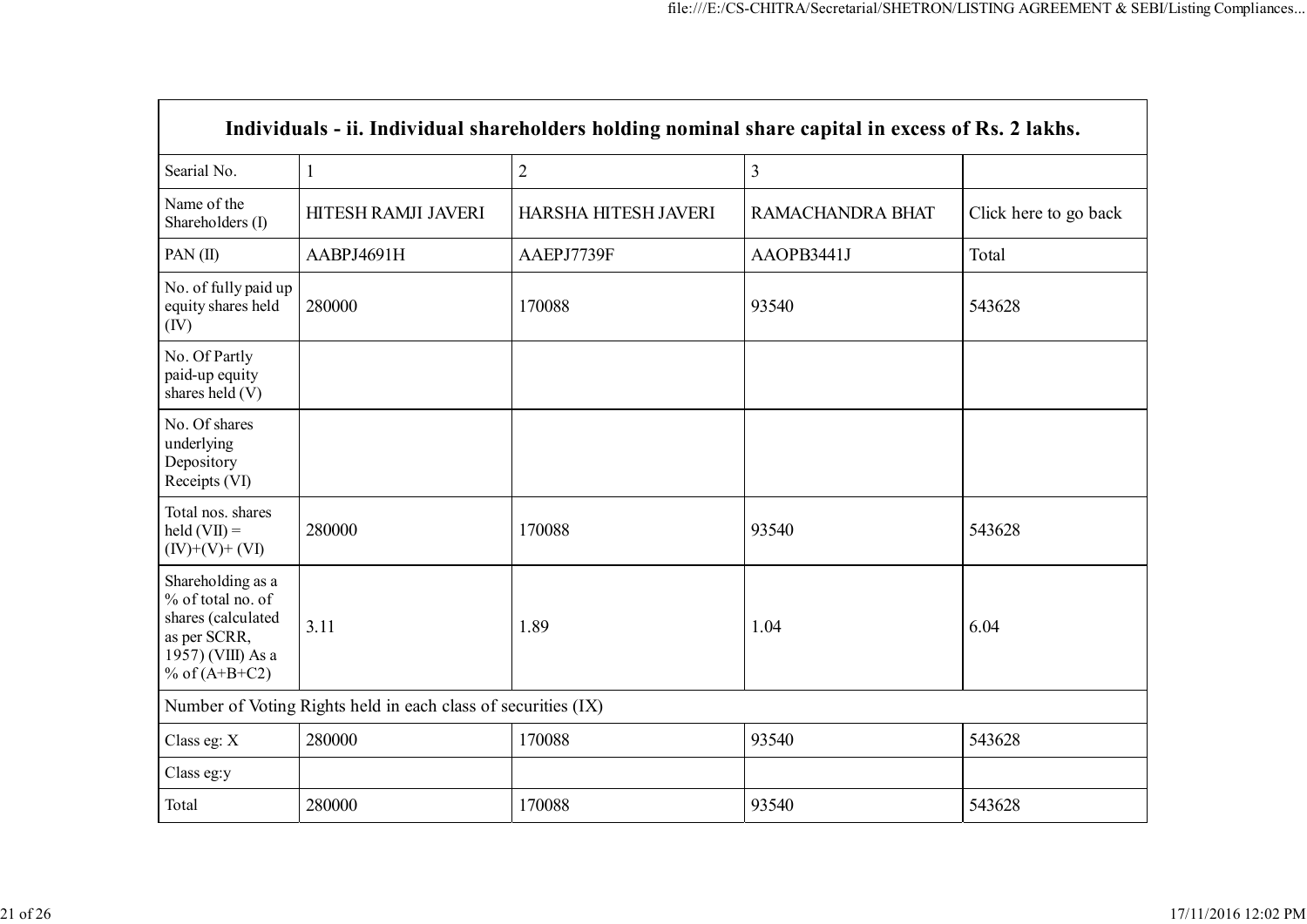| Individuals - ii. Individual shareholders holding nominal share capital in excess of Rs. 2 lakhs. | | | | |
|---|---|---|---|---|
| Searial No. | 1 | 2 | 3 | |
| Name of the Shareholders (I) | HITESH RAMJI JAVERI | HARSHA HITESH JAVERI | RAMACHANDRA BHAT | Click here to go back |
| PAN (II) | AABPJ4691H | AAEPJ7739F | AAOPB3441J | Total |
| No. of fully paid up equity shares held (IV) | 280000 | 170088 | 93540 | 543628 |
| No. Of Partly paid-up equity shares held (V) | | | | |
| No. Of shares underlying Depository Receipts (VI) | | | | |
| Total nos. shares held (VII) = (IV)+(V)+ (VI) | 280000 | 170088 | 93540 | 543628 |
| Shareholding as a % of total no. of shares (calculated as per SCRR, 1957) (VIII) As a % of (A+B+C2) | 3.11 | 1.89 | 1.04 | 6.04 |
| Number of Voting Rights held in each class of securities (IX) | | | | |
| Class eg: X | 280000 | 170088 | 93540 | 543628 |
| Class eg:y | | | | |
| Total | 280000 | 170088 | 93540 | 543628 |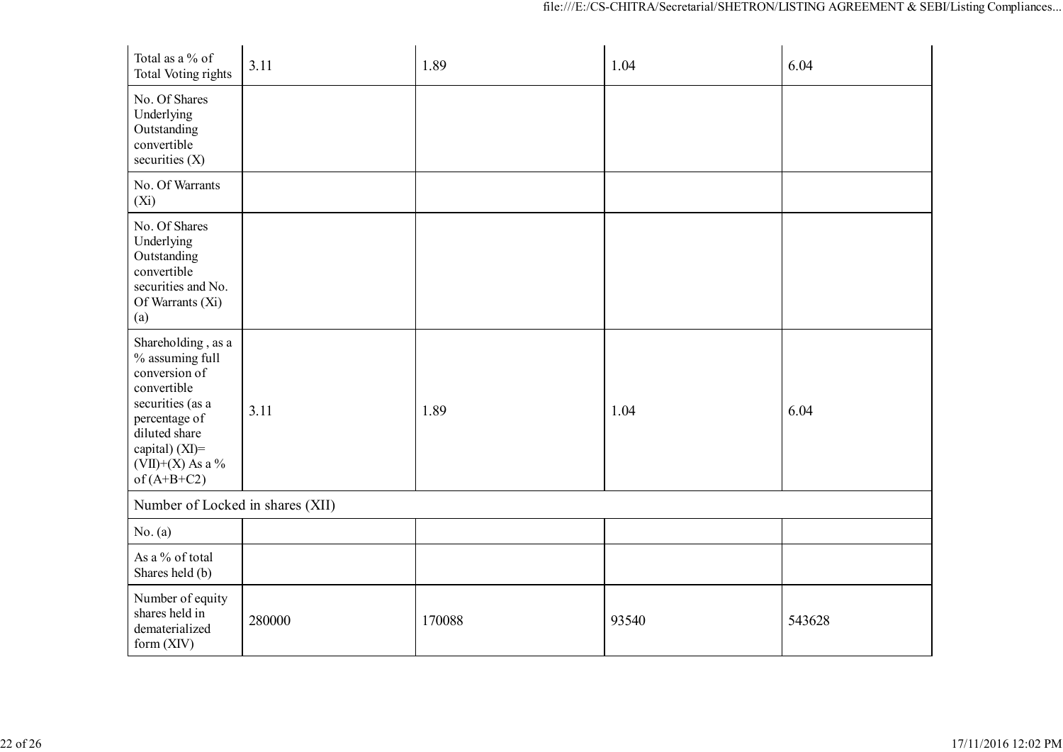| Total as a % of Total Voting rights | 3.11 | 1.89 | 1.04 | 6.04 |
|---|---|---|---|---|
| No. Of Shares Underlying Outstanding convertible securities (X) | | | | |
| No. Of Warrants (Xi) | | | | |
| No. Of Shares Underlying Outstanding convertible securities and No. Of Warrants (Xi) (a) | | | | |
| Shareholding , as a % assuming full conversion of convertible securities (as a percentage of diluted share capital) (XI)= (VII)+(X) As a % of (A+B+C2) | 3.11 | 1.89 | 1.04 | 6.04 |
| Number of Locked in shares (XII) | | | | |
| No. (a) | | | | |
| As a % of total Shares held (b) | | | | |
| Number of equity shares held in dematerialized form (XIV) | 280000 | 170088 | 93540 | 543628 |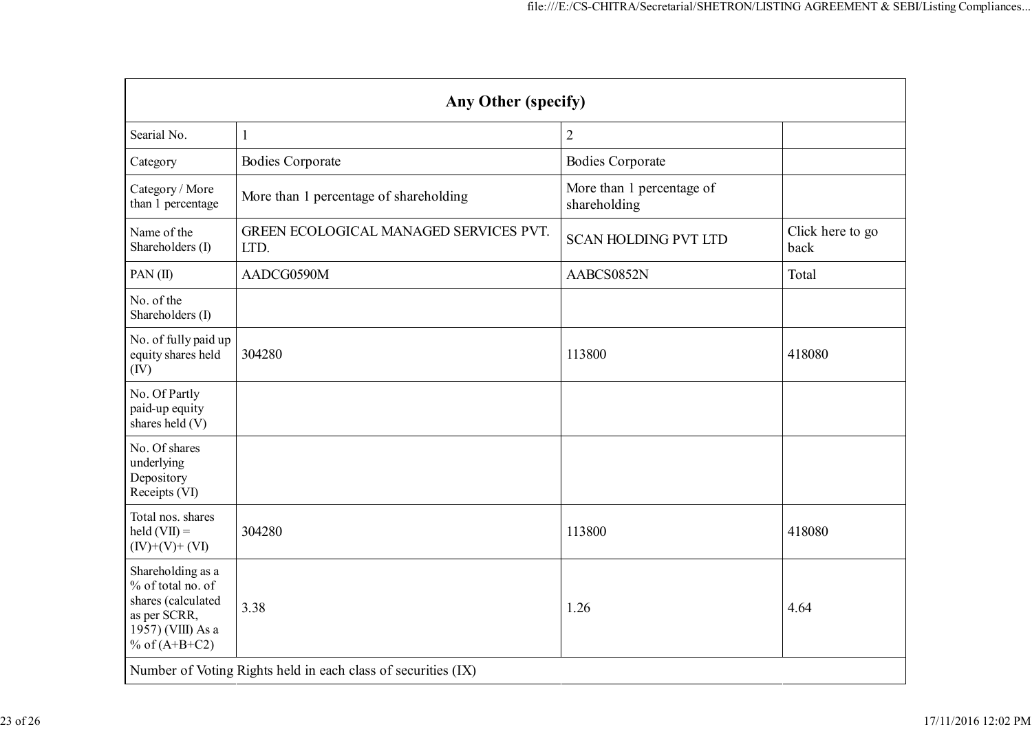| Any Other (specify) | | | |
|---|---|---|---|
| Searial No. | 1 | 2 | |
| Category | Bodies Corporate | Bodies Corporate | |
| Category / More than 1 percentage | More than 1 percentage of shareholding | More than 1 percentage of shareholding | |
| Name of the Shareholders (I) | GREEN ECOLOGICAL MANAGED SERVICES PVT. LTD. | SCAN HOLDING PVT LTD | Click here to go back |
| PAN (II) | AADCG0590M | AABCS0852N | Total |
| No. of the Shareholders (I) | | | |
| No. of fully paid up equity shares held (IV) | 304280 | 113800 | 418080 |
| No. Of Partly paid-up equity shares held (V) | | | |
| No. Of shares underlying Depository Receipts (VI) | | | |
| Total nos. shares held (VII) = (IV)+(V)+ (VI) | 304280 | 113800 | 418080 |
| Shareholding as a % of total no. of shares (calculated as per SCRR, 1957) (VIII) As a % of (A+B+C2) | 3.38 | 1.26 | 4.64 |
| Number of Voting Rights held in each class of securities (IX) | | | |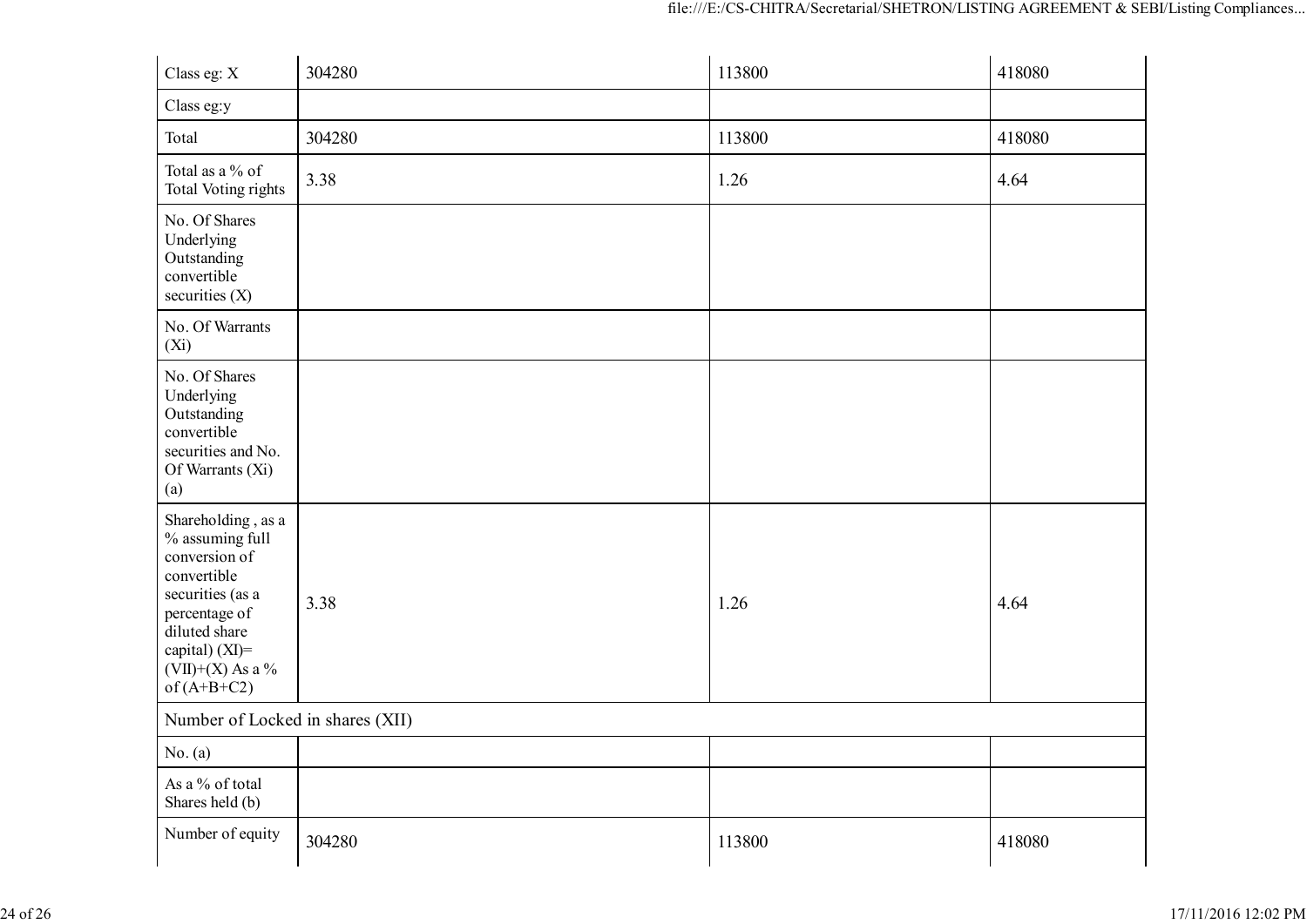| | | | |
|---|---|---|---|
| Class eg: X | 304280 | 113800 | 418080 |
| Class eg:y | | | |
| Total | 304280 | 113800 | 418080 |
| Total as a % of Total Voting rights | 3.38 | 1.26 | 4.64 |
| No. Of Shares Underlying Outstanding convertible securities (X) | | | |
| No. Of Warrants (Xi) | | | |
| No. Of Shares Underlying Outstanding convertible securities and No. Of Warrants (Xi) (a) | | | |
| Shareholding , as a % assuming full conversion of convertible securities (as a percentage of diluted share capital) (XI)= (VII)+(X) As a % of (A+B+C2) | 3.38 | 1.26 | 4.64 |
| Number of Locked in shares (XII) | | | |
| No. (a) | | | |
| As a % of total Shares held (b) | | | |
| Number of equity | 304280 | 113800 | 418080 |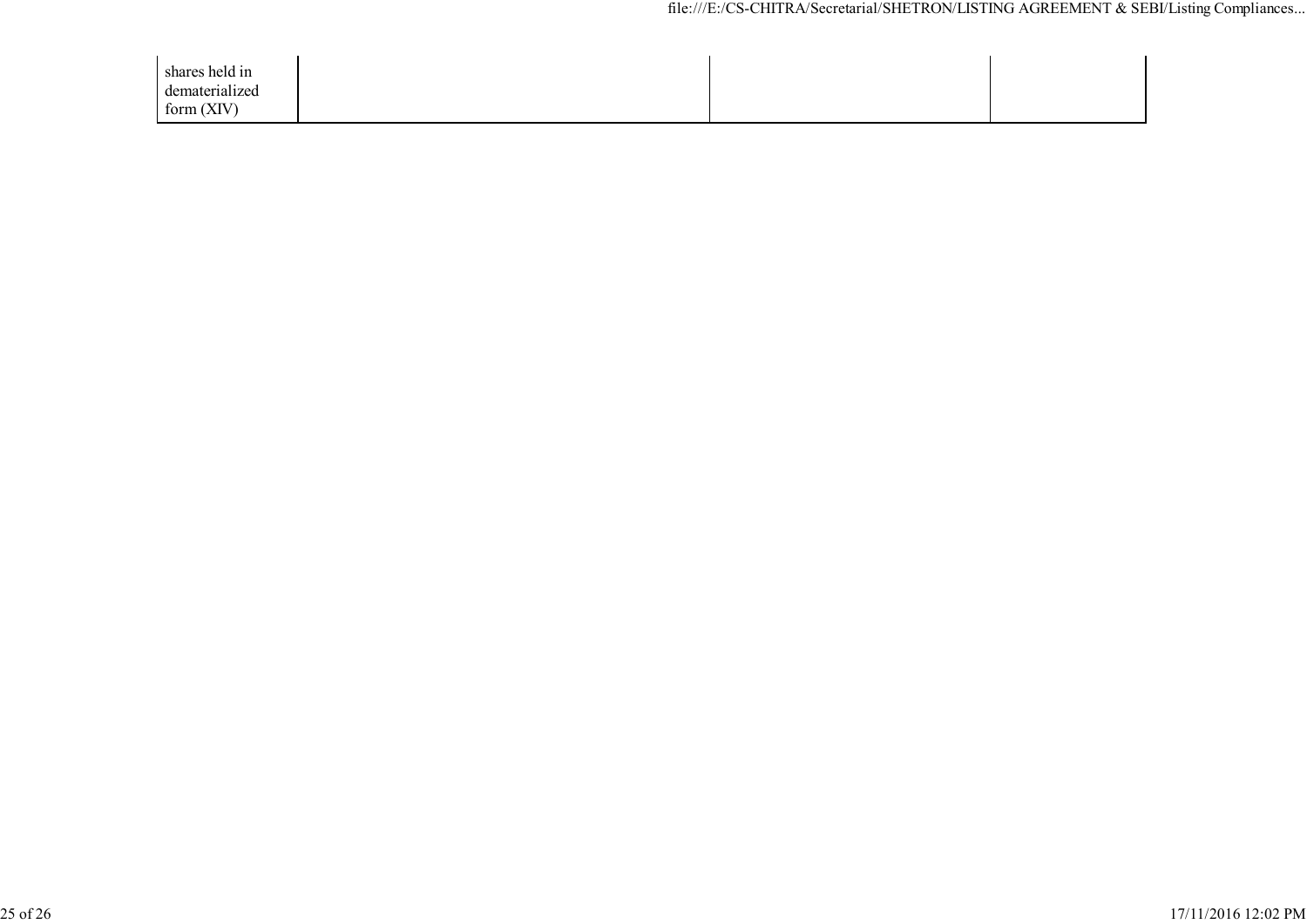| | | | |
|---|---|---|---|
| shares held in dematerialized form (XIV) | | | |